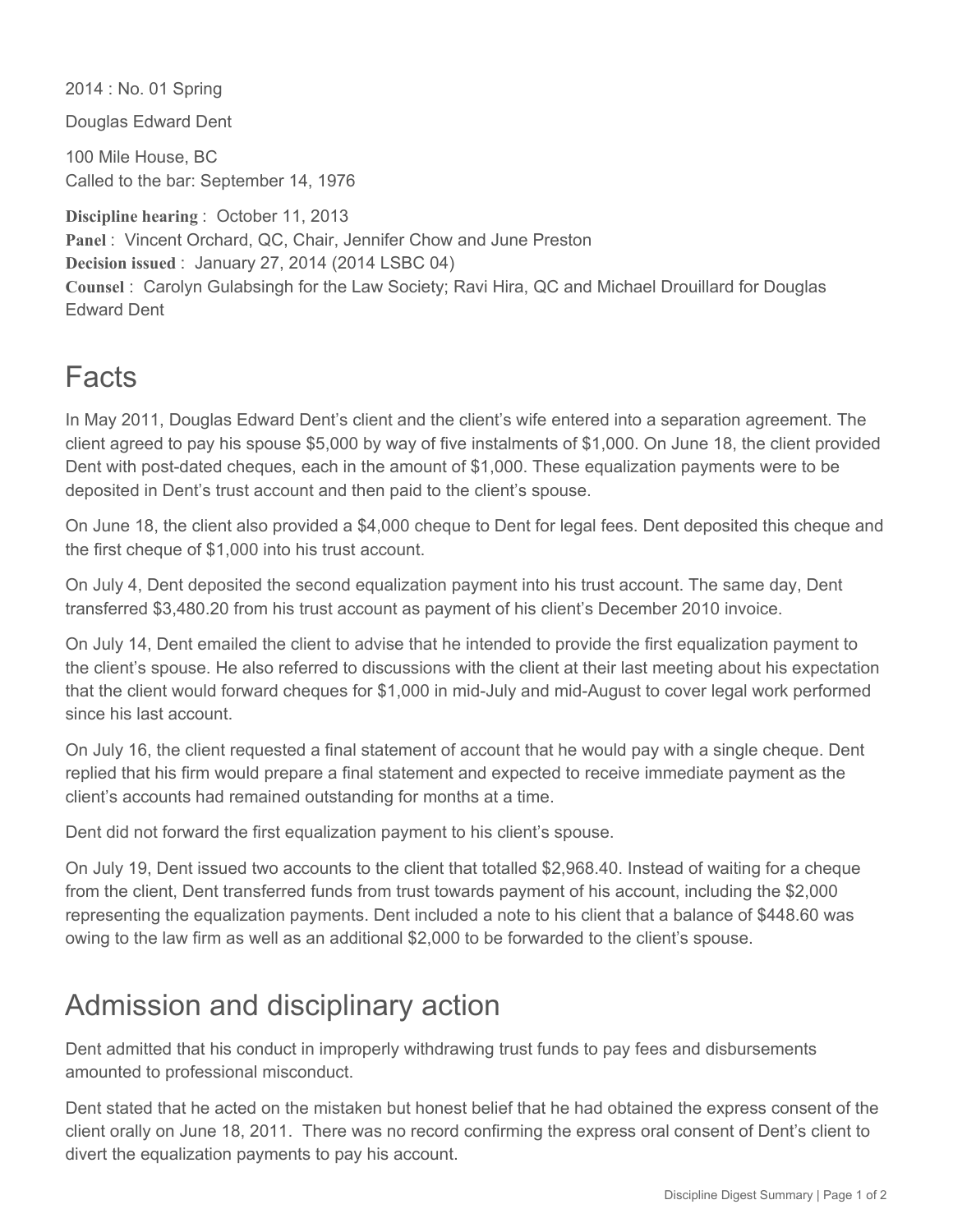2014 : No. 01 Spring

Douglas Edward Dent

100 Mile House, BC
Called to the bar: September 14, 1976

**Discipline hearing** : October 11, 2013
**Panel** : Vincent Orchard, QC, Chair, Jennifer Chow and June Preston
**Decision issued** : January 27, 2014 (2014 LSBC 04)
**Counsel** : Carolyn Gulabsingh for the Law Society; Ravi Hira, QC and Michael Drouillard for Douglas Edward Dent

## Facts

In May 2011, Douglas Edward Dent's client and the client's wife entered into a separation agreement. The client agreed to pay his spouse $5,000 by way of five instalments of $1,000. On June 18, the client provided Dent with post-dated cheques, each in the amount of $1,000. These equalization payments were to be deposited in Dent's trust account and then paid to the client's spouse.

On June 18, the client also provided a $4,000 cheque to Dent for legal fees. Dent deposited this cheque and the first cheque of $1,000 into his trust account.

On July 4, Dent deposited the second equalization payment into his trust account. The same day, Dent transferred $3,480.20 from his trust account as payment of his client's December 2010 invoice.

On July 14, Dent emailed the client to advise that he intended to provide the first equalization payment to the client's spouse. He also referred to discussions with the client at their last meeting about his expectation that the client would forward cheques for $1,000 in mid-July and mid-August to cover legal work performed since his last account.

On July 16, the client requested a final statement of account that he would pay with a single cheque. Dent replied that his firm would prepare a final statement and expected to receive immediate payment as the client's accounts had remained outstanding for months at a time.

Dent did not forward the first equalization payment to his client's spouse.

On July 19, Dent issued two accounts to the client that totalled $2,968.40. Instead of waiting for a cheque from the client, Dent transferred funds from trust towards payment of his account, including the $2,000 representing the equalization payments. Dent included a note to his client that a balance of $448.60 was owing to the law firm as well as an additional $2,000 to be forwarded to the client's spouse.

## Admission and disciplinary action

Dent admitted that his conduct in improperly withdrawing trust funds to pay fees and disbursements amounted to professional misconduct.

Dent stated that he acted on the mistaken but honest belief that he had obtained the express consent of the client orally on June 18, 2011. There was no record confirming the express oral consent of Dent's client to divert the equalization payments to pay his account.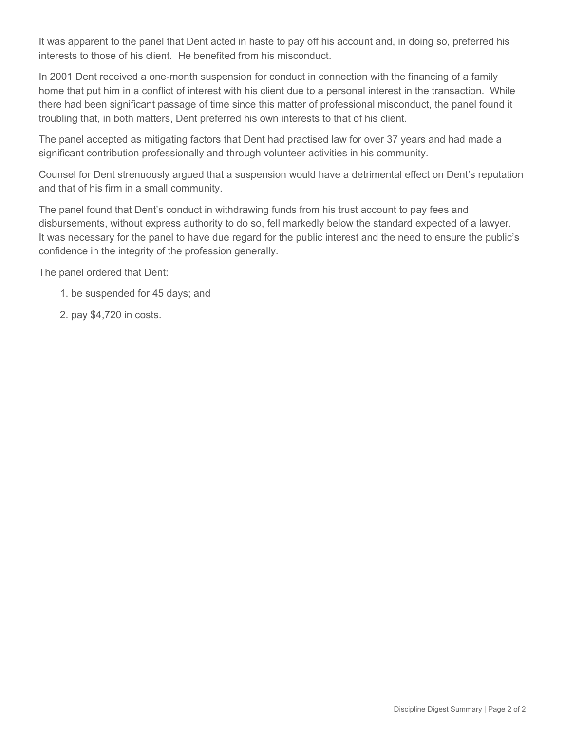It was apparent to the panel that Dent acted in haste to pay off his account and, in doing so, preferred his interests to those of his client. He benefited from his misconduct.

In 2001 Dent received a one-month suspension for conduct in connection with the financing of a family home that put him in a conflict of interest with his client due to a personal interest in the transaction. While there had been significant passage of time since this matter of professional misconduct, the panel found it troubling that, in both matters, Dent preferred his own interests to that of his client.

The panel accepted as mitigating factors that Dent had practised law for over 37 years and had made a significant contribution professionally and through volunteer activities in his community.

Counsel for Dent strenuously argued that a suspension would have a detrimental effect on Dent's reputation and that of his firm in a small community.

The panel found that Dent's conduct in withdrawing funds from his trust account to pay fees and disbursements, without express authority to do so, fell markedly below the standard expected of a lawyer. It was necessary for the panel to have due regard for the public interest and the need to ensure the public's confidence in the integrity of the profession generally.

The panel ordered that Dent:

1. be suspended for 45 days; and
2. pay $4,720 in costs.